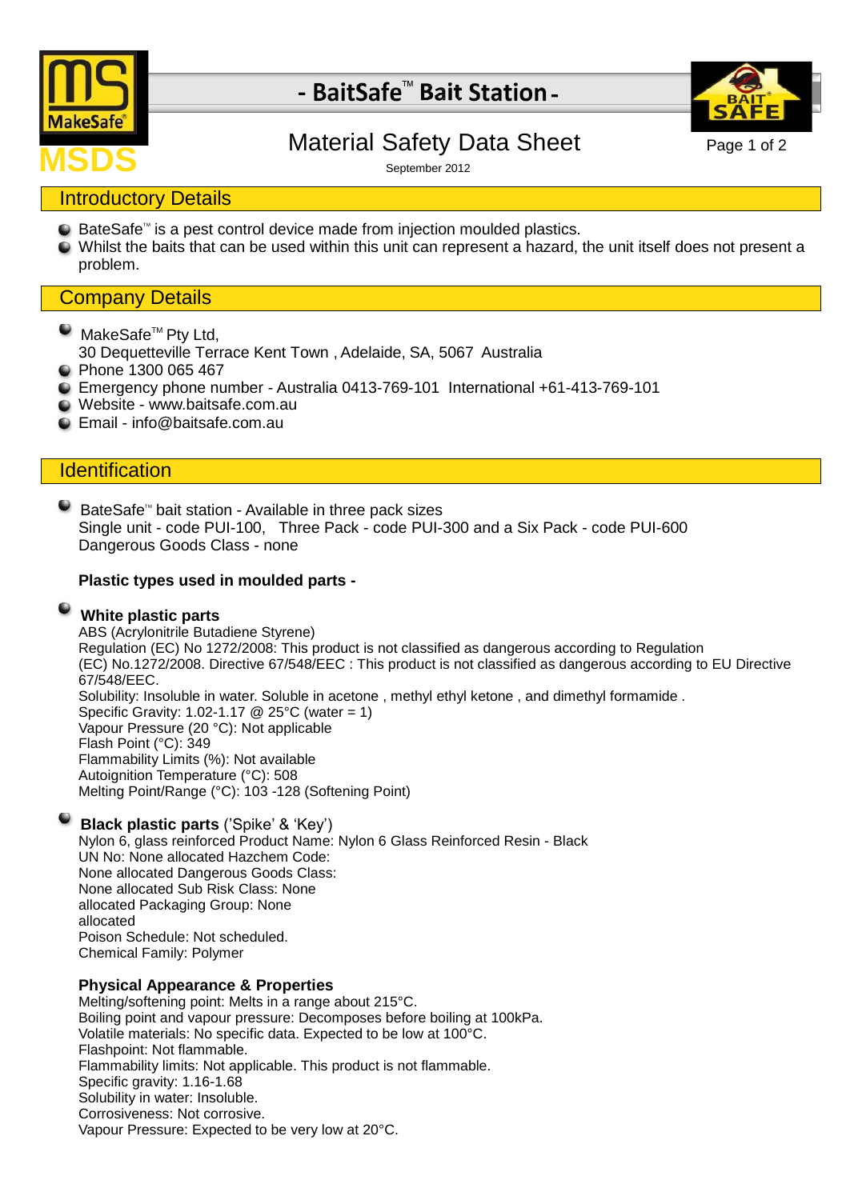# - BaitSafe™ Bait Station -

MSDS

## Material Safety Data Sheet

September 2012

## Introductory Details

- BateSafe™ is a pest control device made from injection moulded plastics.
- Whilst the baits that can be used within this unit can represent a hazard, the unit itself does not present a problem.

## Company Details

- MakeSafe™ Pty Ltd,
  30 Dequetteville Terrace Kent Town , Adelaide, SA, 5067 Australia
- Phone 1300 065 467
- Emergency phone number - Australia 0413-769-101 International +61-413-769-101
- Website - www.baitsafe.com.au
- Email - info@baitsafe.com.au

## Identification

- BateSafe™ bait station - Available in three pack sizes
  Single unit - code PUI-100, Three Pack - code PUI-300 and a Six Pack - code PUI-600
  Dangerous Goods Class - none

**Plastic types used in moulded parts -**

- **White plastic parts**
  ABS (Acrylonitrile Butadiene Styrene)
  Regulation (EC) No 1272/2008: This product is not classified as dangerous according to Regulation (EC) No.1272/2008. Directive 67/548/EEC : This product is not classified as dangerous according to EU Directive 67/548/EEC.
  Solubility: Insoluble in water. Soluble in acetone , methyl ethyl ketone , and dimethyl formamide .
  Specific Gravity: 1.02-1.17 @ 25°C (water = 1)
  Vapour Pressure (20 °C): Not applicable
  Flash Point (°C): 349
  Flammability Limits (%): Not available
  Autoignition Temperature (°C): 508
  Melting Point/Range (°C): 103 -128 (Softening Point)

- **Black plastic parts** ('Spike' & 'Key')
  Nylon 6, glass reinforced Product Name: Nylon 6 Glass Reinforced Resin - Black
  UN No: None allocated Hazchem Code:
  None allocated Dangerous Goods Class:
  None allocated Sub Risk Class: None
  allocated Packaging Group: None
  allocated
  Poison Schedule: Not scheduled.
  Chemical Family: Polymer

**Physical Appearance & Properties**

Melting/softening point: Melts in a range about 215°C.
Boiling point and vapour pressure: Decomposes before boiling at 100kPa.
Volatile materials: No specific data. Expected to be low at 100°C.
Flashpoint: Not flammable.
Flammability limits: Not applicable. This product is not flammable.
Specific gravity: 1.16-1.68
Solubility in water: Insoluble.
Corrosiveness: Not corrosive.
Vapour Pressure: Expected to be very low at 20°C.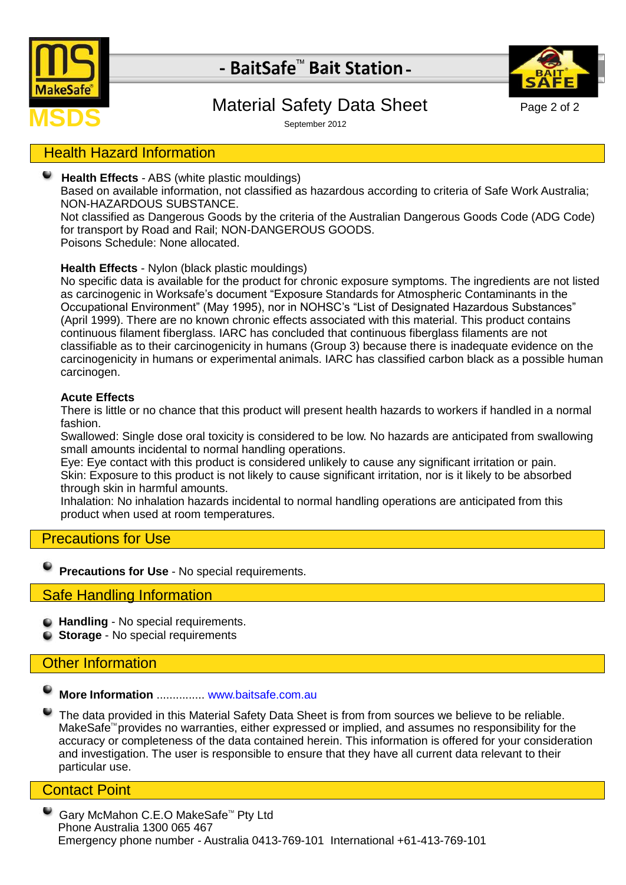## Health Hazard Information

- **Health Effects** - ABS (white plastic mouldings)
  Based on available information, not classified as hazardous according to criteria of Safe Work Australia; NON-HAZARDOUS SUBSTANCE.
  Not classified as Dangerous Goods by the criteria of the Australian Dangerous Goods Code (ADG Code) for transport by Road and Rail; NON-DANGEROUS GOODS.
  Poisons Schedule: None allocated.

  **Health Effects** - Nylon (black plastic mouldings)
  No specific data is available for the product for chronic exposure symptoms. The ingredients are not listed as carcinogenic in Worksafe's document "Exposure Standards for Atmospheric Contaminants in the Occupational Environment" (May 1995), nor in NOHSC's "List of Designated Hazardous Substances" (April 1999). There are no known chronic effects associated with this material. This product contains continuous filament fiberglass. IARC has concluded that continuous fiberglass filaments are not classifiable as to their carcinogenicity in humans (Group 3) because there is inadequate evidence on the carcinogenicity in humans or experimental animals. IARC has classified carbon black as a possible human carcinogen.

  **Acute Effects**
  There is little or no chance that this product will present health hazards to workers if handled in a normal fashion.
  Swallowed: Single dose oral toxicity is considered to be low. No hazards are anticipated from swallowing small amounts incidental to normal handling operations.
  Eye: Eye contact with this product is considered unlikely to cause any significant irritation or pain.
  Skin: Exposure to this product is not likely to cause significant irritation, nor is it likely to be absorbed through skin in harmful amounts.
  Inhalation: No inhalation hazards incidental to normal handling operations are anticipated from this product when used at room temperatures.

## Precautions for Use

- **Precautions for Use** - No special requirements.

## Safe Handling Information

- **Handling** - No special requirements.
- **Storage** - No special requirements

## Other Information

- **More Information** ............... www.baitsafe.com.au
- The data provided in this Material Safety Data Sheet is from from sources we believe to be reliable. MakeSafe™ provides no warranties, either expressed or implied, and assumes no responsibility for the accuracy or completeness of the data contained herein. This information is offered for your consideration and investigation. The user is responsible to ensure that they have all current data relevant to their particular use.

## Contact Point

- Gary McMahon C.E.O MakeSafe™ Pty Ltd
  Phone Australia 1300 065 467
  Emergency phone number - Australia 0413-769-101 International +61-413-769-101